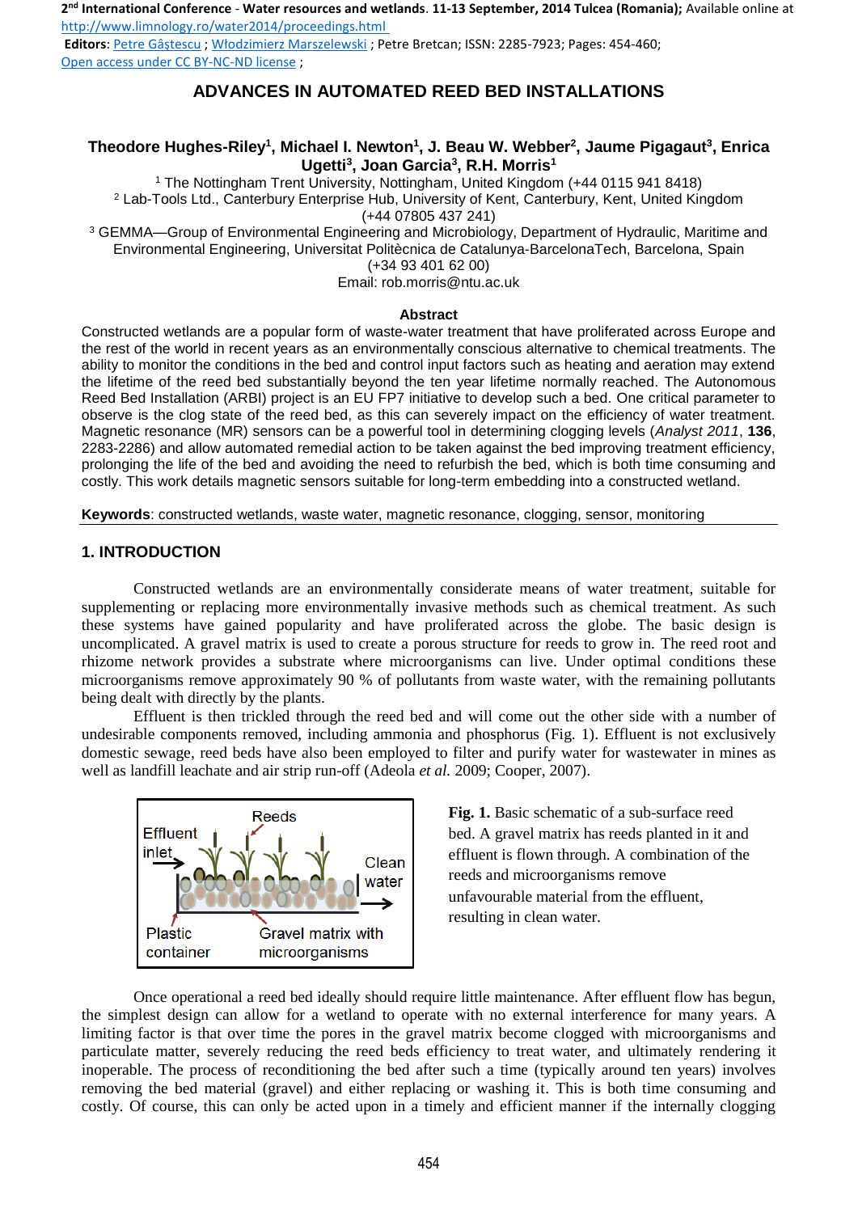2[nd] International Conference - Water resources and wetlands. 11-13 September, 2014 Tulcea (Romania); Available online at http://www.limnology.ro/water2014/proceedings.html
**Editors**: Petre Gâştescu ; Włodzimierz Marszelewski ; Petre Bretcan; ISSN: 2285-7923; Pages: 454-460;
Open access under CC BY-NC-ND license ;

# ADVANCES IN AUTOMATED REED BED INSTALLATIONS

**Theodore Hughes-Riley[1], Michael I. Newton[1], J. Beau W. Webber[2], Jaume Pigagaut[3], Enrica Ugetti[3], Joan Garcia[3], R.H. Morris[1]**

[1] The Nottingham Trent University, Nottingham, United Kingdom (+44 0115 941 8418)
[2] Lab-Tools Ltd., Canterbury Enterprise Hub, University of Kent, Canterbury, Kent, United Kingdom (+44 07805 437 241)
[3] GEMMA—Group of Environmental Engineering and Microbiology, Department of Hydraulic, Maritime and Environmental Engineering, Universitat Politècnica de Catalunya-BarcelonaTech, Barcelona, Spain (+34 93 401 62 00)
Email: rob.morris@ntu.ac.uk

**Abstract**

Constructed wetlands are a popular form of waste-water treatment that have proliferated across Europe and the rest of the world in recent years as an environmentally conscious alternative to chemical treatments. The ability to monitor the conditions in the bed and control input factors such as heating and aeration may extend the lifetime of the reed bed substantially beyond the ten year lifetime normally reached. The Autonomous Reed Bed Installation (ARBI) project is an EU FP7 initiative to develop such a bed. One critical parameter to observe is the clog state of the reed bed, as this can severely impact on the efficiency of water treatment. Magnetic resonance (MR) sensors can be a powerful tool in determining clogging levels (*Analyst 2011*, **136**, 2283-2286) and allow automated remedial action to be taken against the bed improving treatment efficiency, prolonging the life of the bed and avoiding the need to refurbish the bed, which is both time consuming and costly. This work details magnetic sensors suitable for long-term embedding into a constructed wetland.

**Keywords**: constructed wetlands, waste water, magnetic resonance, clogging, sensor, monitoring

## 1. INTRODUCTION

Constructed wetlands are an environmentally considerate means of water treatment, suitable for supplementing or replacing more environmentally invasive methods such as chemical treatment. As such these systems have gained popularity and have proliferated across the globe. The basic design is uncomplicated. A gravel matrix is used to create a porous structure for reeds to grow in. The reed root and rhizome network provides a substrate where microorganisms can live. Under optimal conditions these microorganisms remove approximately 90 % of pollutants from waste water, with the remaining pollutants being dealt with directly by the plants.

Effluent is then trickled through the reed bed and will come out the other side with a number of undesirable components removed, including ammonia and phosphorus (Fig. 1). Effluent is not exclusively domestic sewage, reed beds have also been employed to filter and purify water for wastewater in mines as well as landfill leachate and air strip run-off (Adeola *et al.* 2009; Cooper, 2007).

**Fig. 1.** Basic schematic of a sub-surface reed bed. A gravel matrix has reeds planted in it and effluent is flown through. A combination of the reeds and microorganisms remove unfavourable material from the effluent, resulting in clean water.

Once operational a reed bed ideally should require little maintenance. After effluent flow has begun, the simplest design can allow for a wetland to operate with no external interference for many years. A limiting factor is that over time the pores in the gravel matrix become clogged with microorganisms and particulate matter, severely reducing the reed beds efficiency to treat water, and ultimately rendering it inoperable. The process of reconditioning the bed after such a time (typically around ten years) involves removing the bed material (gravel) and either replacing or washing it. This is both time consuming and costly. Of course, this can only be acted upon in a timely and efficient manner if the internally clogging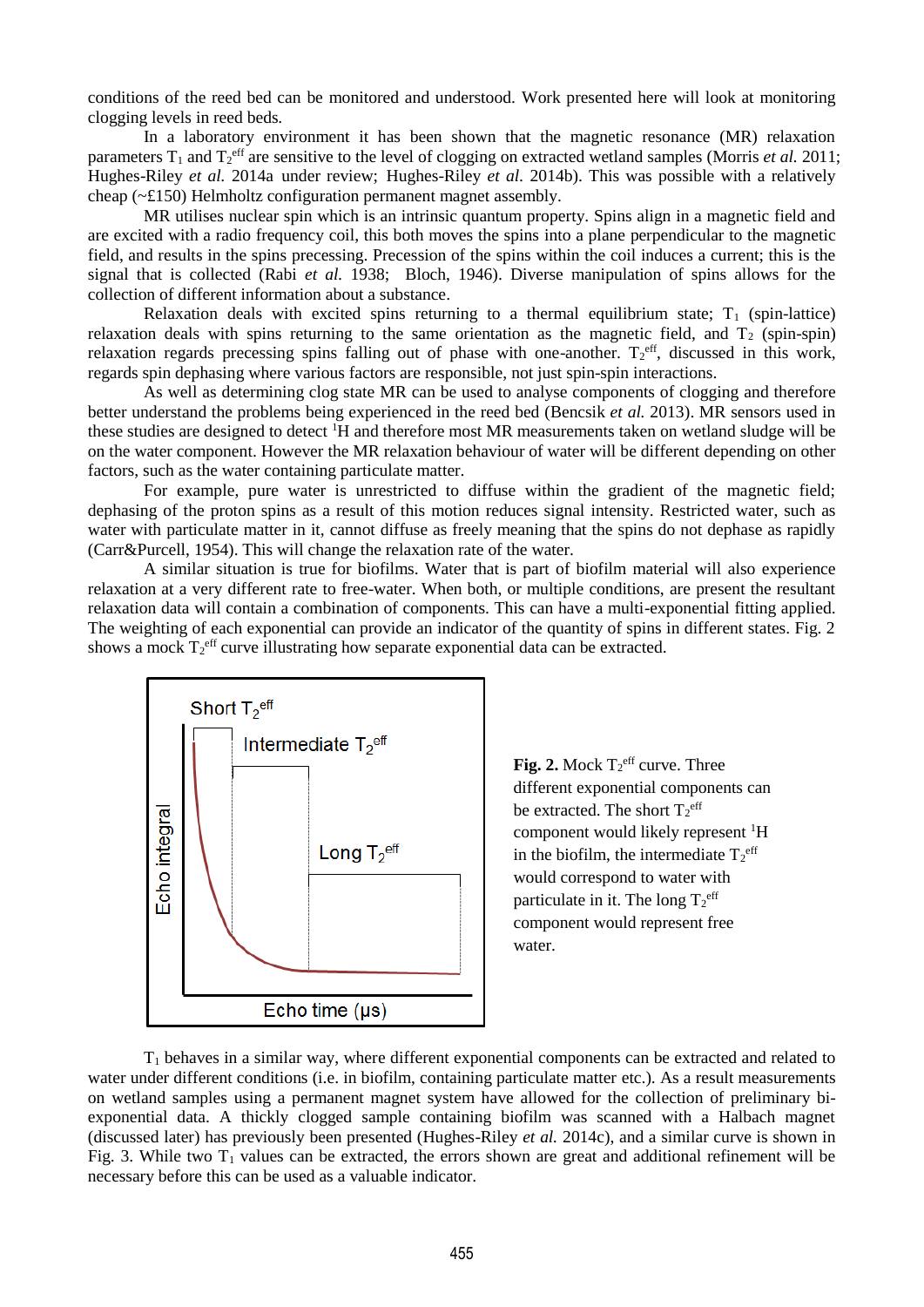conditions of the reed bed can be monitored and understood. Work presented here will look at monitoring clogging levels in reed beds.

In a laboratory environment it has been shown that the magnetic resonance (MR) relaxation parameters $T_1$ and $T_2^{eff}$ are sensitive to the level of clogging on extracted wetland samples (Morris *et al.* 2011; Hughes-Riley *et al.* 2014a under review; Hughes-Riley *et al.* 2014b). This was possible with a relatively cheap (~£150) Helmholtz configuration permanent magnet assembly.

MR utilises nuclear spin which is an intrinsic quantum property. Spins align in a magnetic field and are excited with a radio frequency coil, this both moves the spins into a plane perpendicular to the magnetic field, and results in the spins precessing. Precession of the spins within the coil induces a current; this is the signal that is collected (Rabi *et al.* 1938; Bloch, 1946). Diverse manipulation of spins allows for the collection of different information about a substance.

Relaxation deals with excited spins returning to a thermal equilibrium state; $T_1$ (spin-lattice) relaxation deals with spins returning to the same orientation as the magnetic field, and $T_2$ (spin-spin) relaxation regards precessing spins falling out of phase with one-another. $T_2^{eff}$, discussed in this work, regards spin dephasing where various factors are responsible, not just spin-spin interactions.

As well as determining clog state MR can be used to analyse components of clogging and therefore better understand the problems being experienced in the reed bed (Bencsik *et al.* 2013). MR sensors used in these studies are designed to detect $^1$H and therefore most MR measurements taken on wetland sludge will be on the water component. However the MR relaxation behaviour of water will be different depending on other factors, such as the water containing particulate matter.

For example, pure water is unrestricted to diffuse within the gradient of the magnetic field; dephasing of the proton spins as a result of this motion reduces signal intensity. Restricted water, such as water with particulate matter in it, cannot diffuse as freely meaning that the spins do not dephase as rapidly (Carr&Purcell, 1954). This will change the relaxation rate of the water.

A similar situation is true for biofilms. Water that is part of biofilm material will also experience relaxation at a very different rate to free-water. When both, or multiple conditions, are present the resultant relaxation data will contain a combination of components. This can have a multi-exponential fitting applied. The weighting of each exponential can provide an indicator of the quantity of spins in different states. Fig. 2 shows a mock $T_2^{eff}$ curve illustrating how separate exponential data can be extracted.

**Fig. 2.** Mock $T_2^{eff}$ curve. Three different exponential components can be extracted. The short $T_2^{eff}$ component would likely represent $^1$H in the biofilm, the intermediate $T_2^{eff}$ would correspond to water with particulate in it. The long $T_2^{eff}$ component would represent free water.

$T_1$ behaves in a similar way, where different exponential components can be extracted and related to water under different conditions (i.e. in biofilm, containing particulate matter etc.). As a result measurements on wetland samples using a permanent magnet system have allowed for the collection of preliminary bi-exponential data. A thickly clogged sample containing biofilm was scanned with a Halbach magnet (discussed later) has previously been presented (Hughes-Riley *et al.* 2014c), and a similar curve is shown in Fig. 3. While two $T_1$ values can be extracted, the errors shown are great and additional refinement will be necessary before this can be used as a valuable indicator.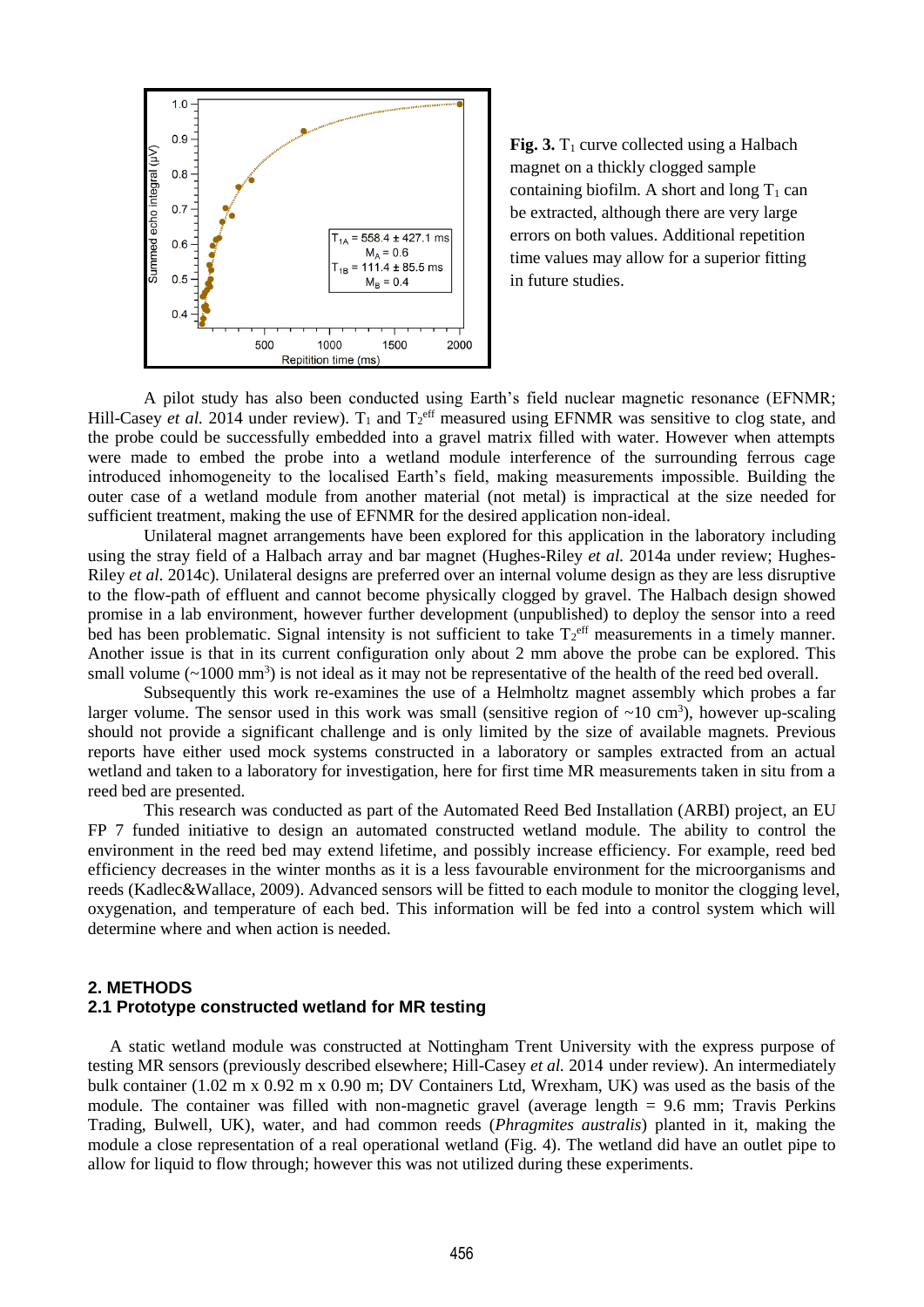**Fig. 3.** $T_1$ curve collected using a Halbach magnet on a thickly clogged sample containing biofilm. A short and long $T_1$ can be extracted, although there are very large errors on both values. Additional repetition time values may allow for a superior fitting in future studies.

A pilot study has also been conducted using Earth's field nuclear magnetic resonance (EFNMR; Hill-Casey *et al.* 2014 under review). $T_1$ and $T_2^{eff}$ measured using EFNMR was sensitive to clog state, and the probe could be successfully embedded into a gravel matrix filled with water. However when attempts were made to embed the probe into a wetland module interference of the surrounding ferrous cage introduced inhomogeneity to the localised Earth's field, making measurements impossible. Building the outer case of a wetland module from another material (not metal) is impractical at the size needed for sufficient treatment, making the use of EFNMR for the desired application non-ideal.

Unilateral magnet arrangements have been explored for this application in the laboratory including using the stray field of a Halbach array and bar magnet (Hughes-Riley *et al.* 2014a under review; Hughes-Riley *et al*. 2014c). Unilateral designs are preferred over an internal volume design as they are less disruptive to the flow-path of effluent and cannot become physically clogged by gravel. The Halbach design showed promise in a lab environment, however further development (unpublished) to deploy the sensor into a reed bed has been problematic. Signal intensity is not sufficient to take $T_2^{eff}$ measurements in a timely manner. Another issue is that in its current configuration only about 2 mm above the probe can be explored. This small volume (~1000 mm$^3$) is not ideal as it may not be representative of the health of the reed bed overall.

Subsequently this work re-examines the use of a Helmholtz magnet assembly which probes a far larger volume. The sensor used in this work was small (sensitive region of ~10 cm$^3$), however up-scaling should not provide a significant challenge and is only limited by the size of available magnets. Previous reports have either used mock systems constructed in a laboratory or samples extracted from an actual wetland and taken to a laboratory for investigation, here for first time MR measurements taken in situ from a reed bed are presented.

This research was conducted as part of the Automated Reed Bed Installation (ARBI) project, an EU FP 7 funded initiative to design an automated constructed wetland module. The ability to control the environment in the reed bed may extend lifetime, and possibly increase efficiency. For example, reed bed efficiency decreases in the winter months as it is a less favourable environment for the microorganisms and reeds (Kadlec&Wallace, 2009). Advanced sensors will be fitted to each module to monitor the clogging level, oxygenation, and temperature of each bed. This information will be fed into a control system which will determine where and when action is needed.

## 2. METHODS

### 2.1 Prototype constructed wetland for MR testing

A static wetland module was constructed at Nottingham Trent University with the express purpose of testing MR sensors (previously described elsewhere; Hill-Casey *et al.* 2014 under review). An intermediately bulk container (1.02 m x 0.92 m x 0.90 m; DV Containers Ltd, Wrexham, UK) was used as the basis of the module. The container was filled with non-magnetic gravel (average length = 9.6 mm; Travis Perkins Trading, Bulwell, UK), water, and had common reeds (*Phragmites australis*) planted in it, making the module a close representation of a real operational wetland (Fig. 4). The wetland did have an outlet pipe to allow for liquid to flow through; however this was not utilized during these experiments.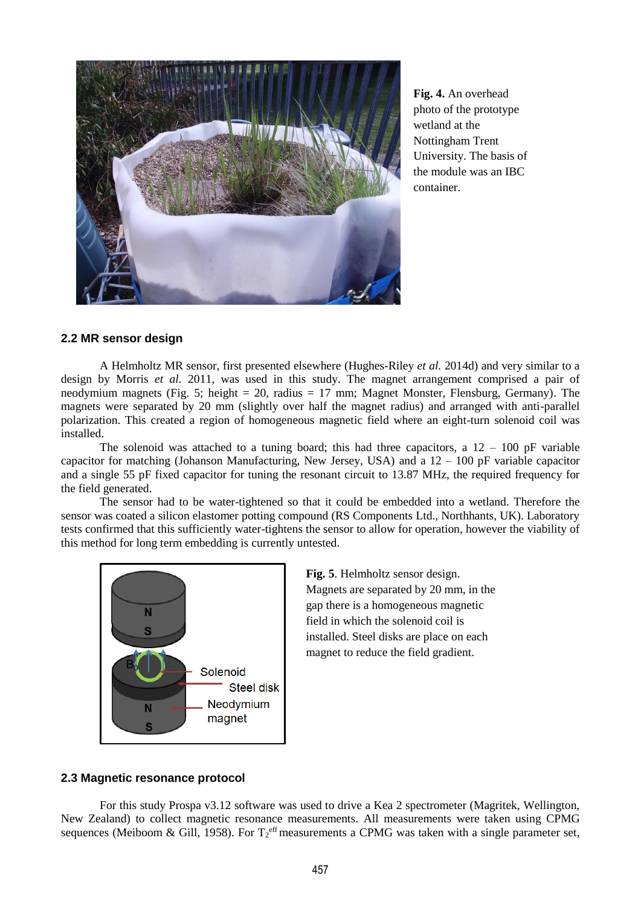**Fig. 4.** An overhead photo of the prototype wetland at the Nottingham Trent University. The basis of the module was an IBC container.

### 2.2 MR sensor design

A Helmholtz MR sensor, first presented elsewhere (Hughes-Riley *et al.* 2014d) and very similar to a design by Morris *et al.* 2011, was used in this study. The magnet arrangement comprised a pair of neodymium magnets (Fig. 5; height = 20, radius = 17 mm; Magnet Monster, Flensburg, Germany). The magnets were separated by 20 mm (slightly over half the magnet radius) and arranged with anti-parallel polarization. This created a region of homogeneous magnetic field where an eight-turn solenoid coil was installed.

The solenoid was attached to a tuning board; this had three capacitors, a 12 – 100 pF variable capacitor for matching (Johanson Manufacturing, New Jersey, USA) and a 12 – 100 pF variable capacitor and a single 55 pF fixed capacitor for tuning the resonant circuit to 13.87 MHz, the required frequency for the field generated.

The sensor had to be water-tightened so that it could be embedded into a wetland. Therefore the sensor was coated a silicon elastomer potting compound (RS Components Ltd., Northhants, UK). Laboratory tests confirmed that this sufficiently water-tightens the sensor to allow for operation, however the viability of this method for long term embedding is currently untested.

**Fig. 5**. Helmholtz sensor design. Magnets are separated by 20 mm, in the gap there is a homogeneous magnetic field in which the solenoid coil is installed. Steel disks are place on each magnet to reduce the field gradient.

### 2.3 Magnetic resonance protocol

For this study Prospa v3.12 software was used to drive a Kea 2 spectrometer (Magritek, Wellington, New Zealand) to collect magnetic resonance measurements. All measurements were taken using CPMG sequences (Meiboom & Gill, 1958). For $T_2^{eff}$ measurements a CPMG was taken with a single parameter set,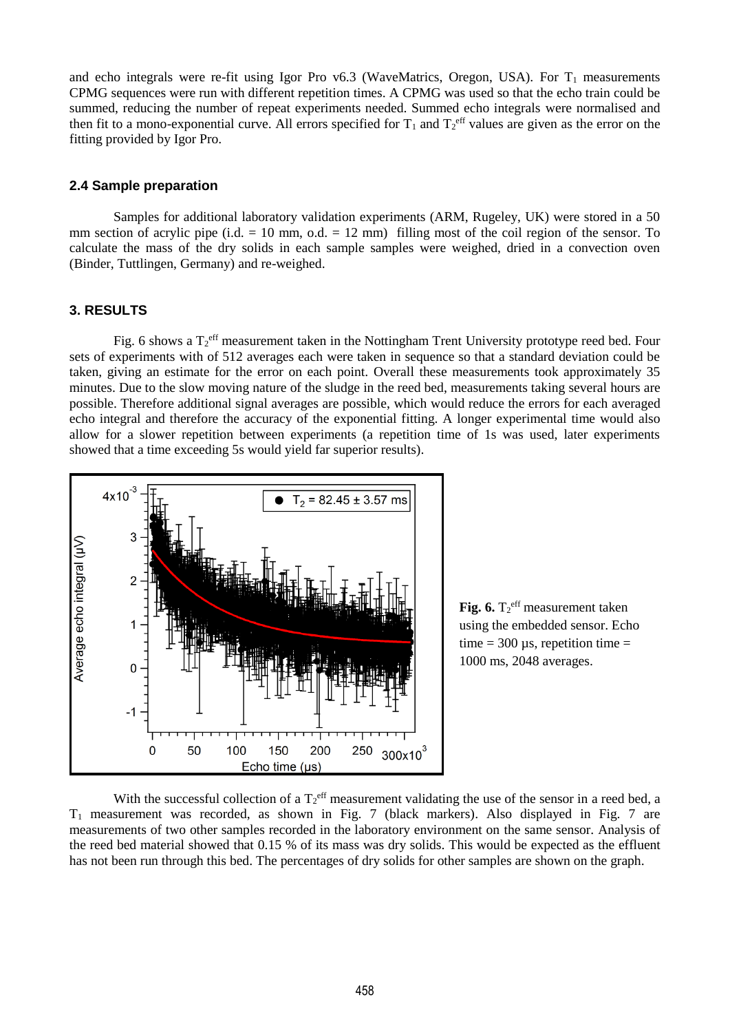and echo integrals were re-fit using Igor Pro v6.3 (WaveMatrics, Oregon, USA). For $T_1$ measurements CPMG sequences were run with different repetition times. A CPMG was used so that the echo train could be summed, reducing the number of repeat experiments needed. Summed echo integrals were normalised and then fit to a mono-exponential curve. All errors specified for $T_1$ and $T_2^{eff}$ values are given as the error on the fitting provided by Igor Pro.

### 2.4 Sample preparation

Samples for additional laboratory validation experiments (ARM, Rugeley, UK) were stored in a 50 mm section of acrylic pipe (i.d. = 10 mm, o.d. = 12 mm) filling most of the coil region of the sensor. To calculate the mass of the dry solids in each sample samples were weighed, dried in a convection oven (Binder, Tuttlingen, Germany) and re-weighed.

## 3. RESULTS

Fig. 6 shows a $T_2^{eff}$ measurement taken in the Nottingham Trent University prototype reed bed. Four sets of experiments with of 512 averages each were taken in sequence so that a standard deviation could be taken, giving an estimate for the error on each point. Overall these measurements took approximately 35 minutes. Due to the slow moving nature of the sludge in the reed bed, measurements taking several hours are possible. Therefore additional signal averages are possible, which would reduce the errors for each averaged echo integral and therefore the accuracy of the exponential fitting. A longer experimental time would also allow for a slower repetition between experiments (a repetition time of 1s was used, later experiments showed that a time exceeding 5s would yield far superior results).

**Fig. 6.** $T_2^{eff}$ measurement taken using the embedded sensor. Echo time = 300 µs, repetition time = 1000 ms, 2048 averages.

With the successful collection of a $T_2^{eff}$ measurement validating the use of the sensor in a reed bed, a $T_1$ measurement was recorded, as shown in Fig. 7 (black markers). Also displayed in Fig. 7 are measurements of two other samples recorded in the laboratory environment on the same sensor. Analysis of the reed bed material showed that 0.15 % of its mass was dry solids. This would be expected as the effluent has not been run through this bed. The percentages of dry solids for other samples are shown on the graph.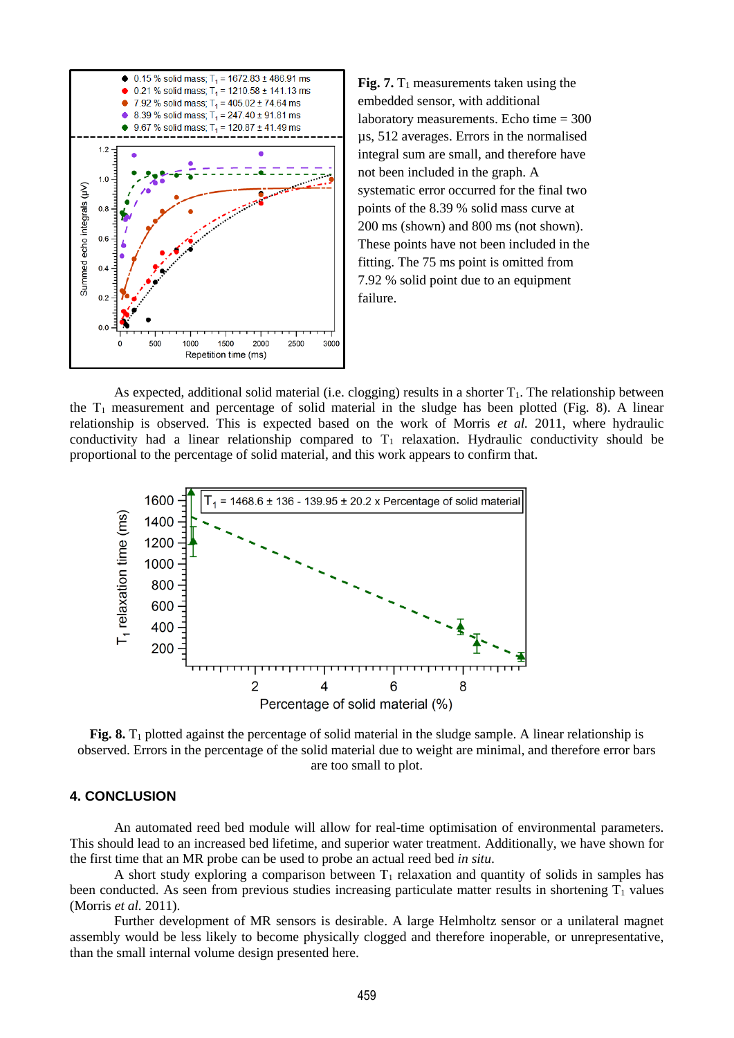**Fig. 7.** $T_1$ measurements taken using the embedded sensor, with additional laboratory measurements. Echo time = 300 μs, 512 averages. Errors in the normalised integral sum are small, and therefore have not been included in the graph. A systematic error occurred for the final two points of the 8.39 % solid mass curve at 200 ms (shown) and 800 ms (not shown). These points have not been included in the fitting. The 75 ms point is omitted from 7.92 % solid point due to an equipment failure.

As expected, additional solid material (i.e. clogging) results in a shorter $T_1$. The relationship between the $T_1$ measurement and percentage of solid material in the sludge has been plotted (Fig. 8). A linear relationship is observed. This is expected based on the work of Morris *et al.* 2011, where hydraulic conductivity had a linear relationship compared to $T_1$ relaxation. Hydraulic conductivity should be proportional to the percentage of solid material, and this work appears to confirm that.

**Fig. 8.** $T_1$ plotted against the percentage of solid material in the sludge sample. A linear relationship is observed. Errors in the percentage of the solid material due to weight are minimal, and therefore error bars are too small to plot.

## 4. CONCLUSION

An automated reed bed module will allow for real-time optimisation of environmental parameters. This should lead to an increased bed lifetime, and superior water treatment. Additionally, we have shown for the first time that an MR probe can be used to probe an actual reed bed *in situ*.

A short study exploring a comparison between $T_1$ relaxation and quantity of solids in samples has been conducted. As seen from previous studies increasing particulate matter results in shortening $T_1$ values (Morris *et al.* 2011).

Further development of MR sensors is desirable. A large Helmholtz sensor or a unilateral magnet assembly would be less likely to become physically clogged and therefore inoperable, or unrepresentative, than the small internal volume design presented here.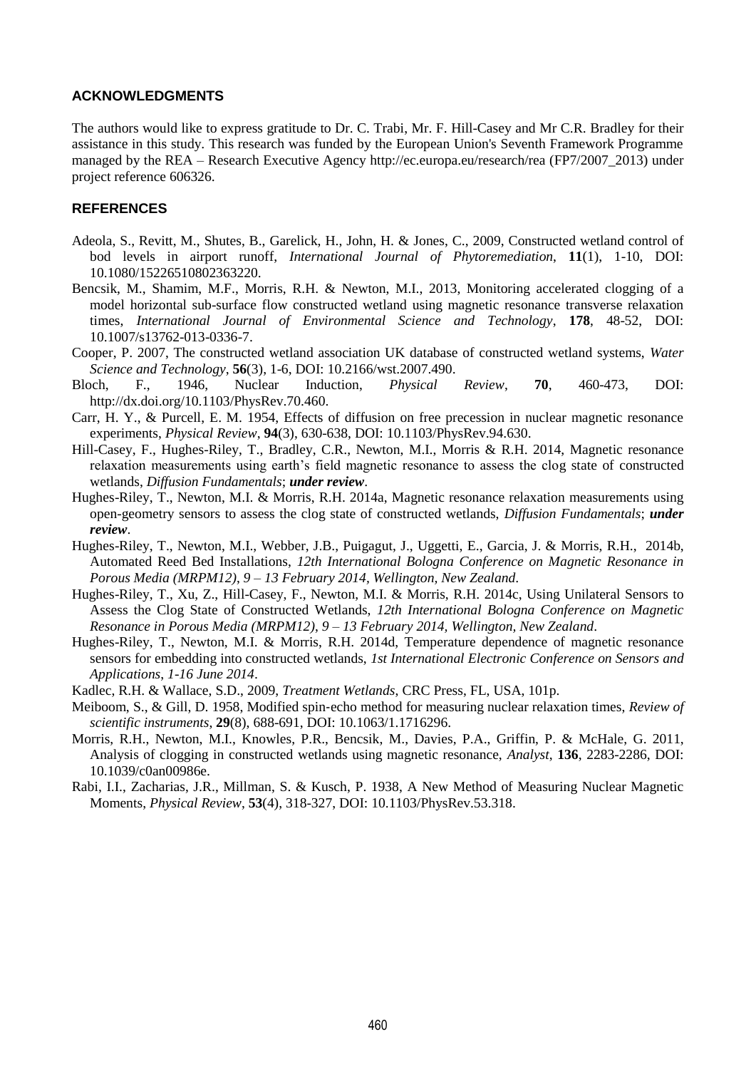## ACKNOWLEDGMENTS

The authors would like to express gratitude to Dr. C. Trabi, Mr. F. Hill-Casey and Mr C.R. Bradley for their assistance in this study. This research was funded by the European Union's Seventh Framework Programme managed by the REA – Research Executive Agency http://ec.europa.eu/research/rea (FP7/2007_2013) under project reference 606326.

## REFERENCES

Adeola, S., Revitt, M., Shutes, B., Garelick, H., John, H. & Jones, C., 2009, Constructed wetland control of bod levels in airport runoff, *International Journal of Phytoremediation*, **11**(1), 1-10, DOI: 10.1080/15226510802363220.

Bencsik, M., Shamim, M.F., Morris, R.H. & Newton, M.I., 2013, Monitoring accelerated clogging of a model horizontal sub-surface flow constructed wetland using magnetic resonance transverse relaxation times, *International Journal of Environmental Science and Technology*, **178**, 48-52, DOI: 10.1007/s13762-013-0336-7.

Cooper, P. 2007, The constructed wetland association UK database of constructed wetland systems, *Water Science and Technology*, **56**(3), 1-6, DOI: 10.2166/wst.2007.490.

Bloch, F., 1946, Nuclear Induction, *Physical Review*, **70**, 460-473, DOI: http://dx.doi.org/10.1103/PhysRev.70.460.

Carr, H. Y., & Purcell, E. M. 1954, Effects of diffusion on free precession in nuclear magnetic resonance experiments, *Physical Review*, **94**(3), 630-638, DOI: 10.1103/PhysRev.94.630.

Hill-Casey, F., Hughes-Riley, T., Bradley, C.R., Newton, M.I., Morris & R.H. 2014, Magnetic resonance relaxation measurements using earth's field magnetic resonance to assess the clog state of constructed wetlands, *Diffusion Fundamentals*; ***under review***.

Hughes-Riley, T., Newton, M.I. & Morris, R.H. 2014a, Magnetic resonance relaxation measurements using open-geometry sensors to assess the clog state of constructed wetlands, *Diffusion Fundamentals*; ***under review***.

Hughes-Riley, T., Newton, M.I., Webber, J.B., Puigagut, J., Uggetti, E., Garcia, J. & Morris, R.H., 2014b, Automated Reed Bed Installations, *12th International Bologna Conference on Magnetic Resonance in Porous Media (MRPM12), 9 – 13 February 2014, Wellington, New Zealand*.

Hughes-Riley, T., Xu, Z., Hill-Casey, F., Newton, M.I. & Morris, R.H. 2014c, Using Unilateral Sensors to Assess the Clog State of Constructed Wetlands, *12th International Bologna Conference on Magnetic Resonance in Porous Media (MRPM12)*, *9 – 13 February 2014, Wellington, New Zealand*.

Hughes-Riley, T., Newton, M.I. & Morris, R.H. 2014d, Temperature dependence of magnetic resonance sensors for embedding into constructed wetlands, *1st International Electronic Conference on Sensors and Applications*, *1-16 June 2014*.

Kadlec, R.H. & Wallace, S.D., 2009, *Treatment Wetlands*, CRC Press, FL, USA, 101p.

Meiboom, S., & Gill, D. 1958, Modified spin-echo method for measuring nuclear relaxation times, *Review of scientific instruments*, **29**(8), 688-691, DOI: 10.1063/1.1716296.

Morris, R.H., Newton, M.I., Knowles, P.R., Bencsik, M., Davies, P.A., Griffin, P. & McHale, G. 2011, Analysis of clogging in constructed wetlands using magnetic resonance, *Analyst*, **136**, 2283-2286, DOI: 10.1039/c0an00986e.

Rabi, I.I., Zacharias, J.R., Millman, S. & Kusch, P. 1938, A New Method of Measuring Nuclear Magnetic Moments, *Physical Review*, **53**(4), 318-327, DOI: 10.1103/PhysRev.53.318.